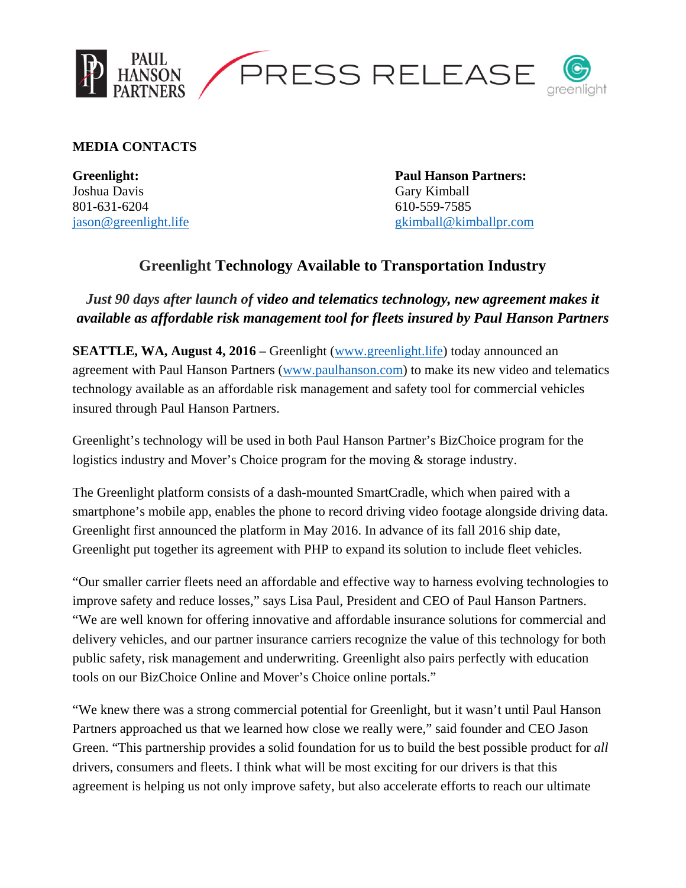PAUL HANSON PARTNERS — PRESS RELEASE — greenlight

**MEDIA CONTACTS**

**Greenlight:**
Joshua Davis
801-631-6204
jason@greenlight.life

**Paul Hanson Partners:**
Gary Kimball
610-559-7585
gkimball@kimballpr.com

## Greenlight Technology Available to Transportation Industry

***Just 90 days after launch of video and telematics technology, new agreement makes it available as affordable risk management tool for fleets insured by Paul Hanson Partners***

**SEATTLE, WA, August 4, 2016 –** Greenlight (www.greenlight.life) today announced an agreement with Paul Hanson Partners (www.paulhanson.com) to make its new video and telematics technology available as an affordable risk management and safety tool for commercial vehicles insured through Paul Hanson Partners.

Greenlight's technology will be used in both Paul Hanson Partner's BizChoice program for the logistics industry and Mover's Choice program for the moving & storage industry.

The Greenlight platform consists of a dash-mounted SmartCradle, which when paired with a smartphone's mobile app, enables the phone to record driving video footage alongside driving data. Greenlight first announced the platform in May 2016. In advance of its fall 2016 ship date, Greenlight put together its agreement with PHP to expand its solution to include fleet vehicles.

"Our smaller carrier fleets need an affordable and effective way to harness evolving technologies to improve safety and reduce losses," says Lisa Paul, President and CEO of Paul Hanson Partners. "We are well known for offering innovative and affordable insurance solutions for commercial and delivery vehicles, and our partner insurance carriers recognize the value of this technology for both public safety, risk management and underwriting. Greenlight also pairs perfectly with education tools on our BizChoice Online and Mover's Choice online portals."

"We knew there was a strong commercial potential for Greenlight, but it wasn't until Paul Hanson Partners approached us that we learned how close we really were," said founder and CEO Jason Green. "This partnership provides a solid foundation for us to build the best possible product for *all* drivers, consumers and fleets. I think what will be most exciting for our drivers is that this agreement is helping us not only improve safety, but also accelerate efforts to reach our ultimate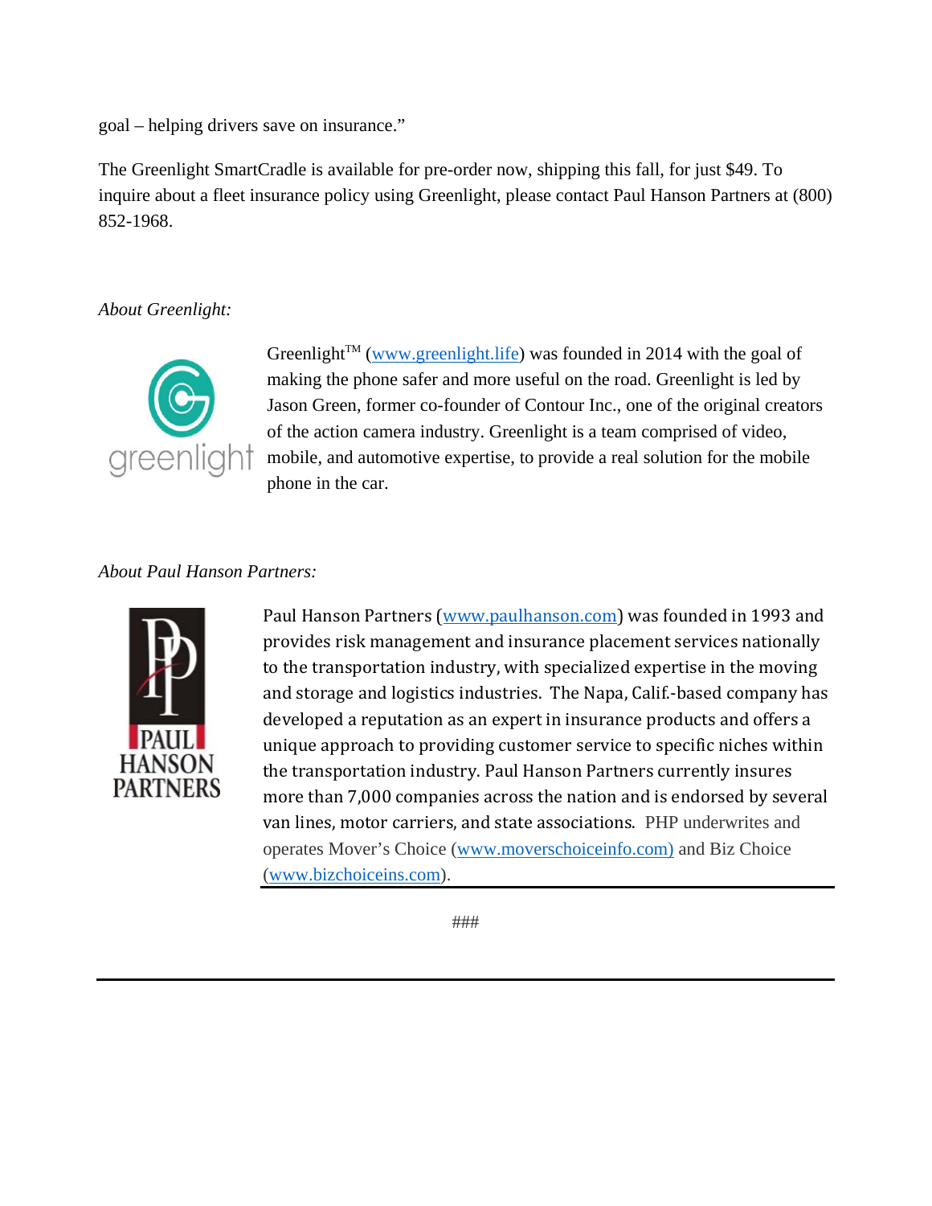goal – helping drivers save on insurance."

The Greenlight SmartCradle is available for pre-order now, shipping this fall, for just $49. To inquire about a fleet insurance policy using Greenlight, please contact Paul Hanson Partners at (800) 852-1968.

*About Greenlight:*

Greenlight™ (www.greenlight.life) was founded in 2014 with the goal of making the phone safer and more useful on the road. Greenlight is led by Jason Green, former co-founder of Contour Inc., one of the original creators of the action camera industry. Greenlight is a team comprised of video, mobile, and automotive expertise, to provide a real solution for the mobile phone in the car.

*About Paul Hanson Partners:*

Paul Hanson Partners (www.paulhanson.com) was founded in 1993 and provides risk management and insurance placement services nationally to the transportation industry, with specialized expertise in the moving and storage and logistics industries. The Napa, Calif.-based company has developed a reputation as an expert in insurance products and offers a unique approach to providing customer service to specific niches within the transportation industry. Paul Hanson Partners currently insures more than 7,000 companies across the nation and is endorsed by several van lines, motor carriers, and state associations. PHP underwrites and operates Mover's Choice (www.moverschoiceinfo.com) and Biz Choice (www.bizchoiceins.com).

###